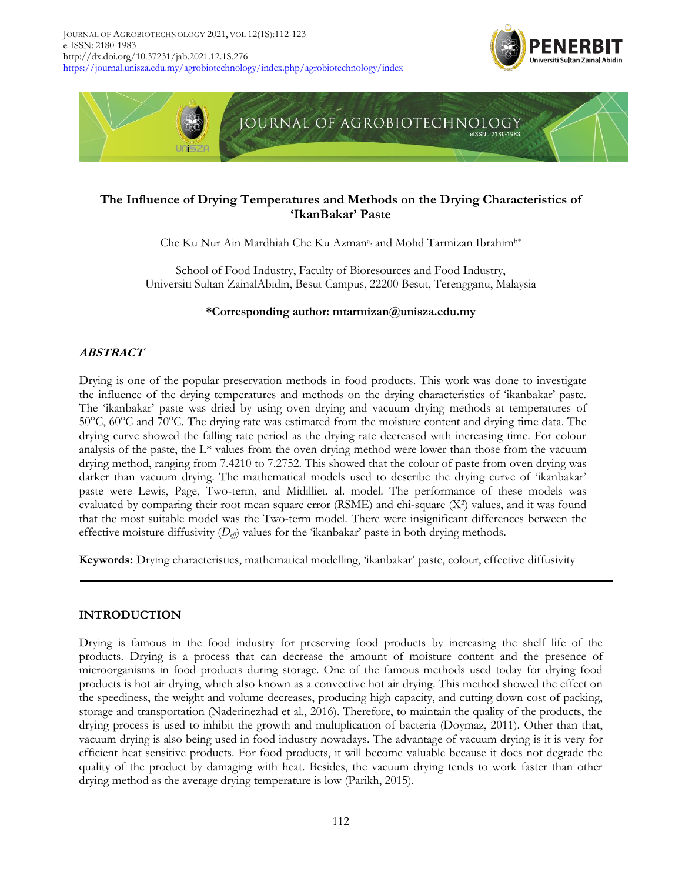# The Influence of Drying Temperatures and Methods on the Drying Characteristics of 'IkanBakar' Paste

Che Ku Nur Ain Mardhiah Che Ku Azman[a], and Mohd Tarmizan Ibrahim[b*]

School of Food Industry, Faculty of Bioresources and Food Industry, Universiti Sultan ZainalAbidin, Besut Campus, 22200 Besut, Terengganu, Malaysia

**\*Corresponding author: mtarmizan@unisza.edu.my**

## ***ABSTRACT***

Drying is one of the popular preservation methods in food products. This work was done to investigate the influence of the drying temperatures and methods on the drying characteristics of 'ikanbakar' paste. The 'ikanbakar' paste was dried by using oven drying and vacuum drying methods at temperatures of 50°C, 60°C and 70°C. The drying rate was estimated from the moisture content and drying time data. The drying curve showed the falling rate period as the drying rate decreased with increasing time. For colour analysis of the paste, the L* values from the oven drying method were lower than those from the vacuum drying method, ranging from 7.4210 to 7.2752. This showed that the colour of paste from oven drying was darker than vacuum drying. The mathematical models used to describe the drying curve of 'ikanbakar' paste were Lewis, Page, Two-term, and Midilliet. al. model. The performance of these models was evaluated by comparing their root mean square error (RSME) and chi-square ($X^2$) values, and it was found that the most suitable model was the Two-term model. There were insignificant differences between the effective moisture diffusivity ($D_{eff}$) values for the 'ikanbakar' paste in both drying methods.

**Keywords:** Drying characteristics, mathematical modelling, 'ikanbakar' paste, colour, effective diffusivity

## INTRODUCTION

Drying is famous in the food industry for preserving food products by increasing the shelf life of the products. Drying is a process that can decrease the amount of moisture content and the presence of microorganisms in food products during storage. One of the famous methods used today for drying food products is hot air drying, which also known as a convective hot air drying. This method showed the effect on the speediness, the weight and volume decreases, producing high capacity, and cutting down cost of packing, storage and transportation (Naderinezhad et al., 2016). Therefore, to maintain the quality of the products, the drying process is used to inhibit the growth and multiplication of bacteria (Doymaz, 2011). Other than that, vacuum drying is also being used in food industry nowadays. The advantage of vacuum drying is it is very for efficient heat sensitive products. For food products, it will become valuable because it does not degrade the quality of the product by damaging with heat. Besides, the vacuum drying tends to work faster than other drying method as the average drying temperature is low (Parikh, 2015).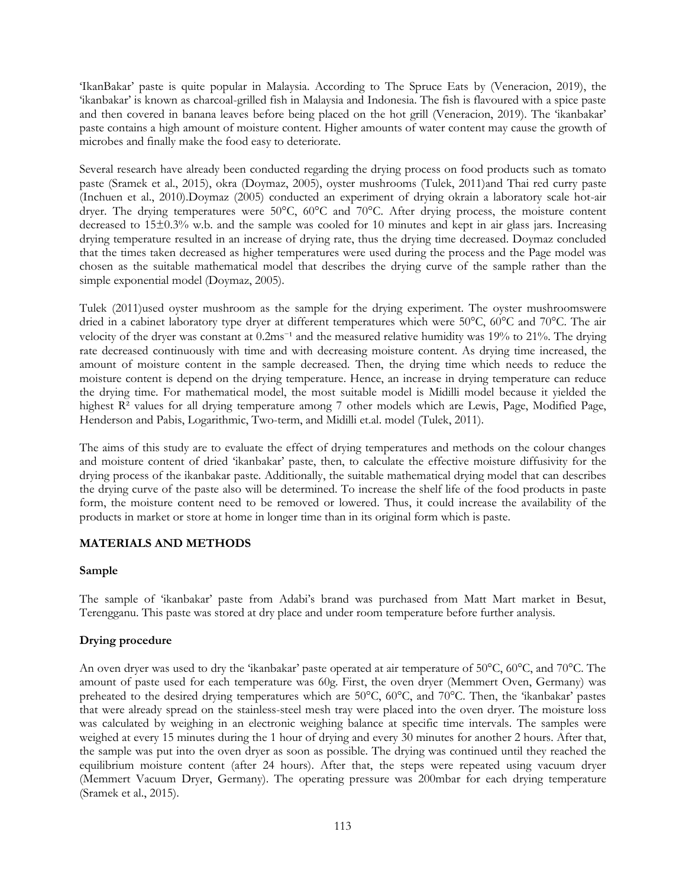'IkanBakar' paste is quite popular in Malaysia. According to The Spruce Eats by (Veneracion, 2019), the 'ikanbakar' is known as charcoal-grilled fish in Malaysia and Indonesia. The fish is flavoured with a spice paste and then covered in banana leaves before being placed on the hot grill (Veneracion, 2019). The 'ikanbakar' paste contains a high amount of moisture content. Higher amounts of water content may cause the growth of microbes and finally make the food easy to deteriorate.

Several research have already been conducted regarding the drying process on food products such as tomato paste (Sramek et al., 2015), okra (Doymaz, 2005), oyster mushrooms (Tulek, 2011)and Thai red curry paste (Inchuen et al., 2010).Doymaz (2005) conducted an experiment of drying okrain a laboratory scale hot-air dryer. The drying temperatures were 50°C, 60°C and 70°C. After drying process, the moisture content decreased to 15±0.3% w.b. and the sample was cooled for 10 minutes and kept in air glass jars. Increasing drying temperature resulted in an increase of drying rate, thus the drying time decreased. Doymaz concluded that the times taken decreased as higher temperatures were used during the process and the Page model was chosen as the suitable mathematical model that describes the drying curve of the sample rather than the simple exponential model (Doymaz, 2005).

Tulek (2011)used oyster mushroom as the sample for the drying experiment. The oyster mushroomswere dried in a cabinet laboratory type dryer at different temperatures which were 50°C, 60°C and 70°C. The air velocity of the dryer was constant at $0.2ms^{-1}$ and the measured relative humidity was 19% to 21%. The drying rate decreased continuously with time and with decreasing moisture content. As drying time increased, the amount of moisture content in the sample decreased. Then, the drying time which needs to reduce the moisture content is depend on the drying temperature. Hence, an increase in drying temperature can reduce the drying time. For mathematical model, the most suitable model is Midilli model because it yielded the highest $R^2$ values for all drying temperature among 7 other models which are Lewis, Page, Modified Page, Henderson and Pabis, Logarithmic, Two-term, and Midilli et.al. model (Tulek, 2011).

The aims of this study are to evaluate the effect of drying temperatures and methods on the colour changes and moisture content of dried 'ikanbakar' paste, then, to calculate the effective moisture diffusivity for the drying process of the ikanbakar paste. Additionally, the suitable mathematical drying model that can describes the drying curve of the paste also will be determined. To increase the shelf life of the food products in paste form, the moisture content need to be removed or lowered. Thus, it could increase the availability of the products in market or store at home in longer time than in its original form which is paste.

## MATERIALS AND METHODS

### Sample

The sample of 'ikanbakar' paste from Adabi's brand was purchased from Matt Mart market in Besut, Terengganu. This paste was stored at dry place and under room temperature before further analysis.

### Drying procedure

An oven dryer was used to dry the 'ikanbakar' paste operated at air temperature of 50°C, 60°C, and 70°C. The amount of paste used for each temperature was 60g. First, the oven dryer (Memmert Oven, Germany) was preheated to the desired drying temperatures which are 50°C, 60°C, and 70°C. Then, the 'ikanbakar' pastes that were already spread on the stainless-steel mesh tray were placed into the oven dryer. The moisture loss was calculated by weighing in an electronic weighing balance at specific time intervals. The samples were weighed at every 15 minutes during the 1 hour of drying and every 30 minutes for another 2 hours. After that, the sample was put into the oven dryer as soon as possible. The drying was continued until they reached the equilibrium moisture content (after 24 hours). After that, the steps were repeated using vacuum dryer (Memmert Vacuum Dryer, Germany). The operating pressure was 200mbar for each drying temperature (Sramek et al., 2015).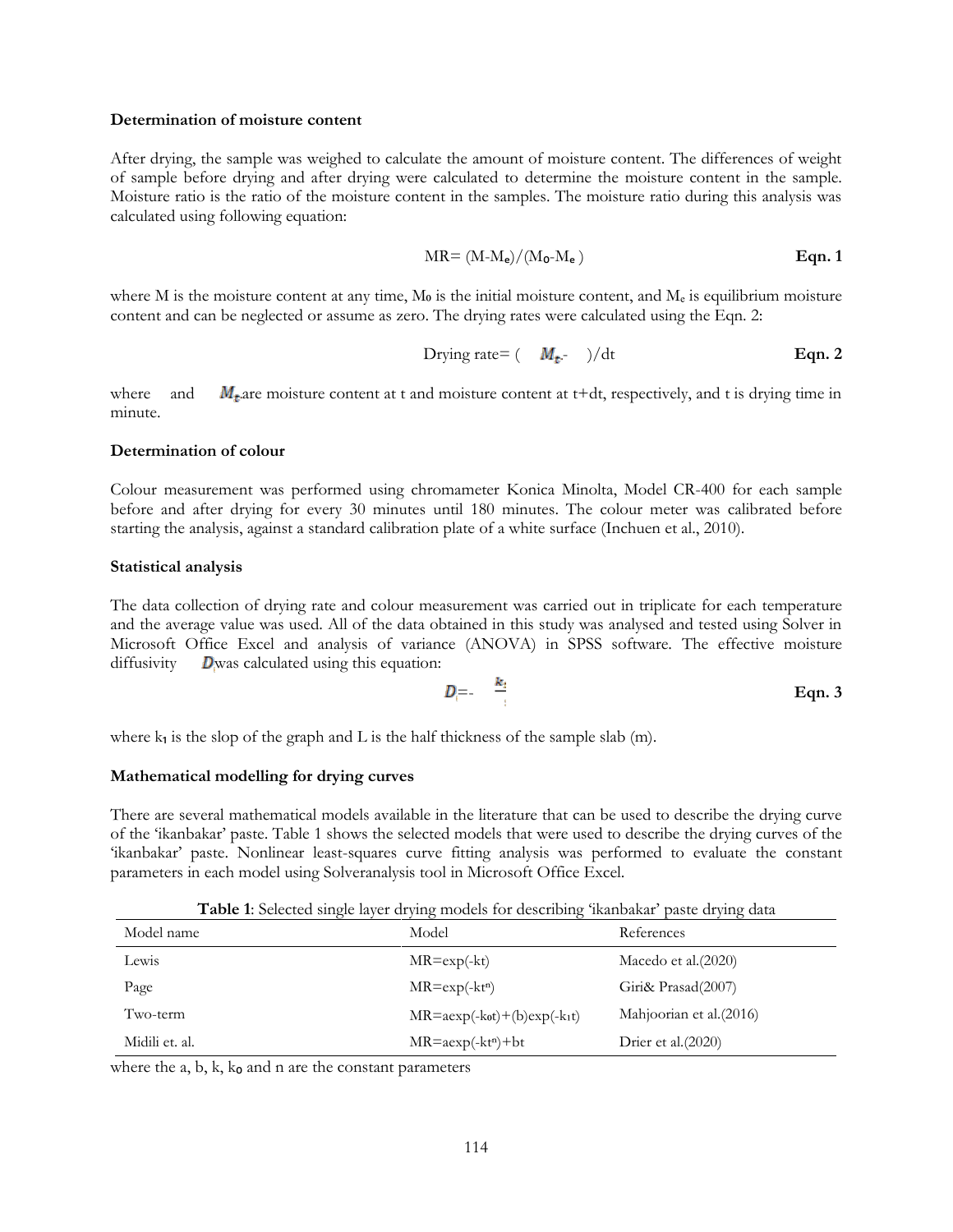**Determination of moisture content**

After drying, the sample was weighed to calculate the amount of moisture content. The differences of weight of sample before drying and after drying were calculated to determine the moisture content in the sample. Moisture ratio is the ratio of the moisture content in the samples. The moisture ratio during this analysis was calculated using following equation:

$$MR = (M-M_e)/(M_0-M_e) \quad \textbf{Eqn. 1}$$

where M is the moisture content at any time, $M_0$ is the initial moisture content, and $M_e$ is equilibrium moisture content and can be neglected or assume as zero. The drying rates were calculated using the Eqn. 2:

$$\text{Drying rate} = ( \quad M_t - \quad )/dt \quad \textbf{Eqn. 2}$$

where and $M_t$ are moisture content at t and moisture content at t+dt, respectively, and t is drying time in minute.

**Determination of colour**

Colour measurement was performed using chromameter Konica Minolta, Model CR-400 for each sample before and after drying for every 30 minutes until 180 minutes. The colour meter was calibrated before starting the analysis, against a standard calibration plate of a white surface (Inchuen et al., 2010).

**Statistical analysis**

The data collection of drying rate and colour measurement was carried out in triplicate for each temperature and the average value was used. All of the data obtained in this study was analysed and tested using Solver in Microsoft Office Excel and analysis of variance (ANOVA) in SPSS software. The effective moisture diffusivity $D$ was calculated using this equation:

$$D = -\frac{k_1}{} \quad \textbf{Eqn. 3}$$

where $k_1$ is the slop of the graph and L is the half thickness of the sample slab (m).

**Mathematical modelling for drying curves**

There are several mathematical models available in the literature that can be used to describe the drying curve of the 'ikanbakar' paste. Table 1 shows the selected models that were used to describe the drying curves of the 'ikanbakar' paste. Nonlinear least-squares curve fitting analysis was performed to evaluate the constant parameters in each model using Solveranalysis tool in Microsoft Office Excel.

**Table 1**: Selected single layer drying models for describing 'ikanbakar' paste drying data

| Model name | Model | References |
|---|---|---|
| Lewis | $MR=\exp(-kt)$ | Macedo et al.(2020) |
| Page | $MR=\exp(-kt^n)$ | Giri& Prasad(2007) |
| Two-term | $MR=a\exp(-k_0t)+(b)\exp(-k_1t)$ | Mahjoorian et al.(2016) |
| Midili et. al. | $MR=a\exp(-kt^n)+bt$ | Drier et al.(2020) |

where the a, b, k, $k_0$ and n are the constant parameters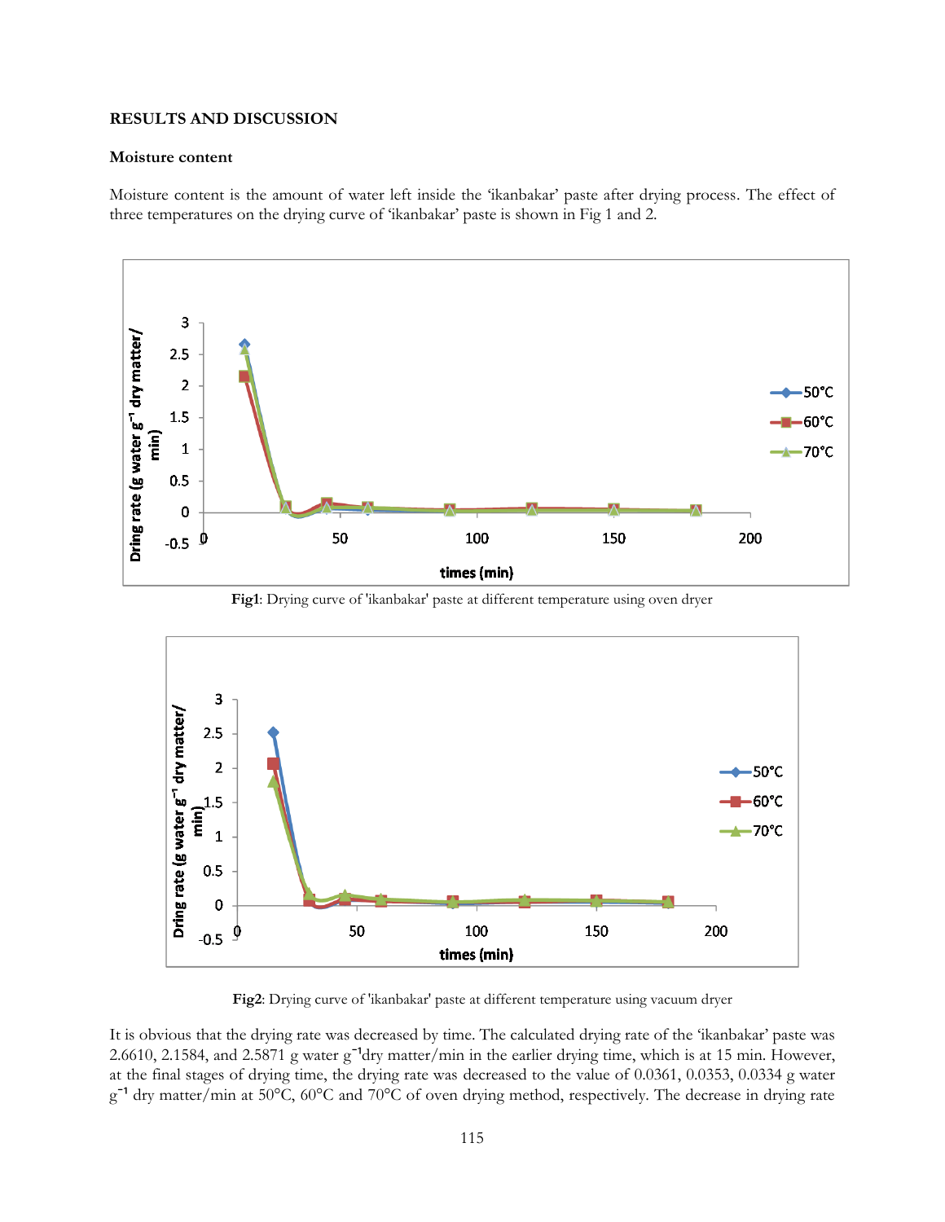## RESULTS AND DISCUSSION

### Moisture content

Moisture content is the amount of water left inside the 'ikanbakar' paste after drying process. The effect of three temperatures on the drying curve of 'ikanbakar' paste is shown in Fig 1 and 2.

Dring rate (g water g$^{-1}$ dry matter/ min)

3
2.5
2
1.5
1
0.5
0
-0.5

0
50
100
150
200

times (min)

50°C
60°C
70°C

**Fig1**: Drying curve of 'ikanbakar' paste at different temperature using oven dryer

Dring rate (g water g$^{-1}$ dry matter/ min)

3
2.5
2
1.5
1
0.5
0
-0.5

0
50
100
150
200

times (min)

50°C
60°C
70°C

**Fig2**: Drying curve of 'ikanbakar' paste at different temperature using vacuum dryer

It is obvious that the drying rate was decreased by time. The calculated drying rate of the 'ikanbakar' paste was 2.6610, 2.1584, and 2.5871 g water g$^{-1}$dry matter/min in the earlier drying time, which is at 15 min. However, at the final stages of drying time, the drying rate was decreased to the value of 0.0361, 0.0353, 0.0334 g water g$^{-1}$ dry matter/min at 50°C, 60°C and 70°C of oven drying method, respectively. The decrease in drying rate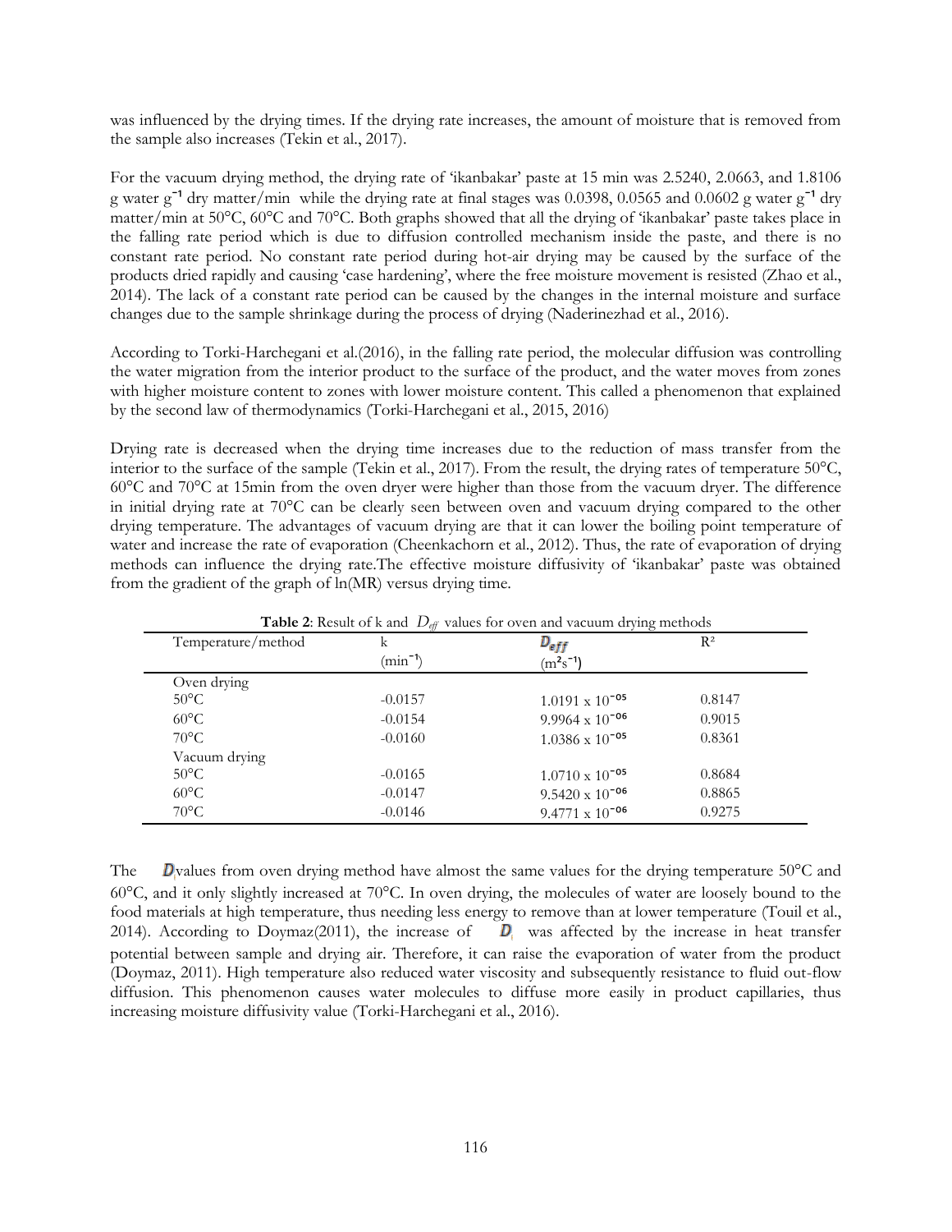was influenced by the drying times. If the drying rate increases, the amount of moisture that is removed from the sample also increases (Tekin et al., 2017).

For the vacuum drying method, the drying rate of 'ikanbakar' paste at 15 min was 2.5240, 2.0663, and 1.8106 g water $g^{-1}$ dry matter/min while the drying rate at final stages was 0.0398, 0.0565 and 0.0602 g water $g^{-1}$ dry matter/min at 50°C, 60°C and 70°C. Both graphs showed that all the drying of 'ikanbakar' paste takes place in the falling rate period which is due to diffusion controlled mechanism inside the paste, and there is no constant rate period. No constant rate period during hot-air drying may be caused by the surface of the products dried rapidly and causing 'case hardening', where the free moisture movement is resisted (Zhao et al., 2014). The lack of a constant rate period can be caused by the changes in the internal moisture and surface changes due to the sample shrinkage during the process of drying (Naderinezhad et al., 2016).

According to Torki-Harchegani et al.(2016), in the falling rate period, the molecular diffusion was controlling the water migration from the interior product to the surface of the product, and the water moves from zones with higher moisture content to zones with lower moisture content. This called a phenomenon that explained by the second law of thermodynamics (Torki-Harchegani et al., 2015, 2016)

Drying rate is decreased when the drying time increases due to the reduction of mass transfer from the interior to the surface of the sample (Tekin et al., 2017). From the result, the drying rates of temperature 50°C, 60°C and 70°C at 15min from the oven dryer were higher than those from the vacuum dryer. The difference in initial drying rate at 70°C can be clearly seen between oven and vacuum drying compared to the other drying temperature. The advantages of vacuum drying are that it can lower the boiling point temperature of water and increase the rate of evaporation (Cheenkachorn et al., 2012). Thus, the rate of evaporation of drying methods can influence the drying rate.The effective moisture diffusivity of 'ikanbakar' paste was obtained from the gradient of the graph of ln(MR) versus drying time.

**Table 2**: Result of k and $D_{eff}$ values for oven and vacuum drying methods

| Temperature/method | k ($min^{-1}$) | $D_{eff}$ ($m^2s^{-1}$) | $R^2$ |
|---|---|---|---|
| Oven drying | | | |
| 50°C | -0.0157 | $1.0191 \times 10^{-05}$ | 0.8147 |
| 60°C | -0.0154 | $9.9964 \times 10^{-06}$ | 0.9015 |
| 70°C | -0.0160 | $1.0386 \times 10^{-05}$ | 0.8361 |
| Vacuum drying | | | |
| 50°C | -0.0165 | $1.0710 \times 10^{-05}$ | 0.8684 |
| 60°C | -0.0147 | $9.5420 \times 10^{-06}$ | 0.8865 |
| 70°C | -0.0146 | $9.4771 \times 10^{-06}$ | 0.9275 |

The $D$ values from oven drying method have almost the same values for the drying temperature 50°C and 60°C, and it only slightly increased at 70°C. In oven drying, the molecules of water are loosely bound to the food materials at high temperature, thus needing less energy to remove than at lower temperature (Touil et al., 2014). According to Doymaz(2011), the increase of $D$ was affected by the increase in heat transfer potential between sample and drying air. Therefore, it can raise the evaporation of water from the product (Doymaz, 2011). High temperature also reduced water viscosity and subsequently resistance to fluid out-flow diffusion. This phenomenon causes water molecules to diffuse more easily in product capillaries, thus increasing moisture diffusivity value (Torki-Harchegani et al., 2016).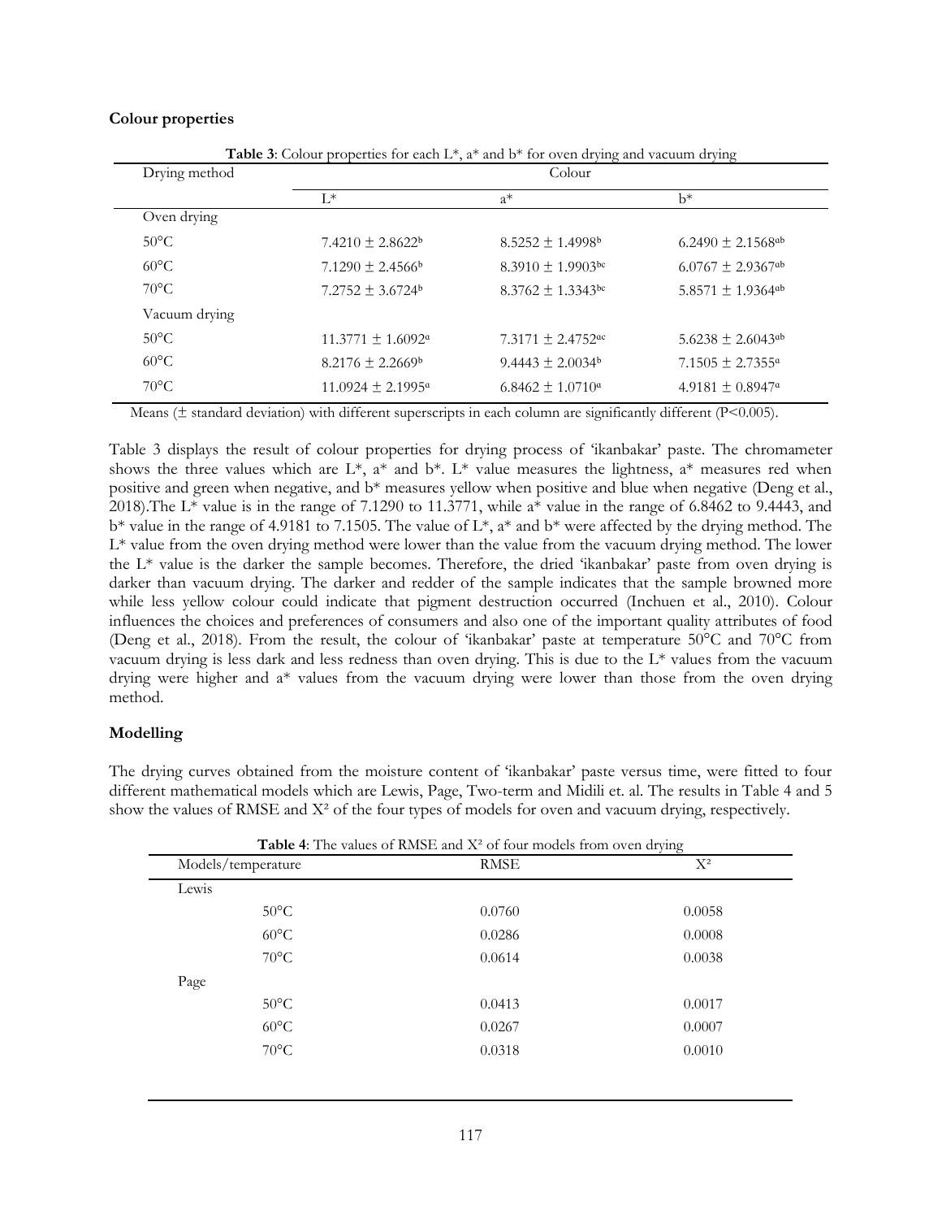**Colour properties**

**Table 3**: Colour properties for each L*, a* and b* for oven drying and vacuum drying

| Drying method | Colour | | |
|---|---|---|---|
| | L* | a* | b* |
| Oven drying | | | |
| 50°C | $7.4210 \pm 2.8622^{b}$ | $8.5252 \pm 1.4998^{b}$ | $6.2490 \pm 2.1568^{ab}$ |
| 60°C | $7.1290 \pm 2.4566^{b}$ | $8.3910 \pm 1.9903^{bc}$ | $6.0767 \pm 2.9367^{ab}$ |
| 70°C | $7.2752 \pm 3.6724^{b}$ | $8.3762 \pm 1.3343^{bc}$ | $5.8571 \pm 1.9364^{ab}$ |
| Vacuum drying | | | |
| 50°C | $11.3771 \pm 1.6092^{a}$ | $7.3171 \pm 2.4752^{ac}$ | $5.6238 \pm 2.6043^{ab}$ |
| 60°C | $8.2176 \pm 2.2669^{b}$ | $9.4443 \pm 2.0034^{b}$ | $7.1505 \pm 2.7355^{a}$ |
| 70°C | $11.0924 \pm 2.1995^{a}$ | $6.8462 \pm 1.0710^{a}$ | $4.9181 \pm 0.8947^{a}$ |

Means (± standard deviation) with different superscripts in each column are significantly different ($P<0.005$).

Table 3 displays the result of colour properties for drying process of 'ikanbakar' paste. The chromameter shows the three values which are L*, a* and b*. L* value measures the lightness, a* measures red when positive and green when negative, and b* measures yellow when positive and blue when negative (Deng et al., 2018).The L* value is in the range of 7.1290 to 11.3771, while a* value in the range of 6.8462 to 9.4443, and b* value in the range of 4.9181 to 7.1505. The value of L*, a* and b* were affected by the drying method. The L* value from the oven drying method were lower than the value from the vacuum drying method. The lower the L* value is the darker the sample becomes. Therefore, the dried 'ikanbakar' paste from oven drying is darker than vacuum drying. The darker and redder of the sample indicates that the sample browned more while less yellow colour could indicate that pigment destruction occurred (Inchuen et al., 2010). Colour influences the choices and preferences of consumers and also one of the important quality attributes of food (Deng et al., 2018). From the result, the colour of 'ikanbakar' paste at temperature 50°C and 70°C from vacuum drying is less dark and less redness than oven drying. This is due to the L* values from the vacuum drying were higher and a* values from the vacuum drying were lower than those from the oven drying method.

**Modelling**

The drying curves obtained from the moisture content of 'ikanbakar' paste versus time, were fitted to four different mathematical models which are Lewis, Page, Two-term and Midili et. al. The results in Table 4 and 5 show the values of RMSE and $X^2$ of the four types of models for oven and vacuum drying, respectively.

**Table 4**: The values of RMSE and $X^2$ of four models from oven drying

| Models/temperature | RMSE | $X^2$ |
|---|---|---|
| Lewis | | |
| 50°C | 0.0760 | 0.0058 |
| 60°C | 0.0286 | 0.0008 |
| 70°C | 0.0614 | 0.0038 |
| Page | | |
| 50°C | 0.0413 | 0.0017 |
| 60°C | 0.0267 | 0.0007 |
| 70°C | 0.0318 | 0.0010 |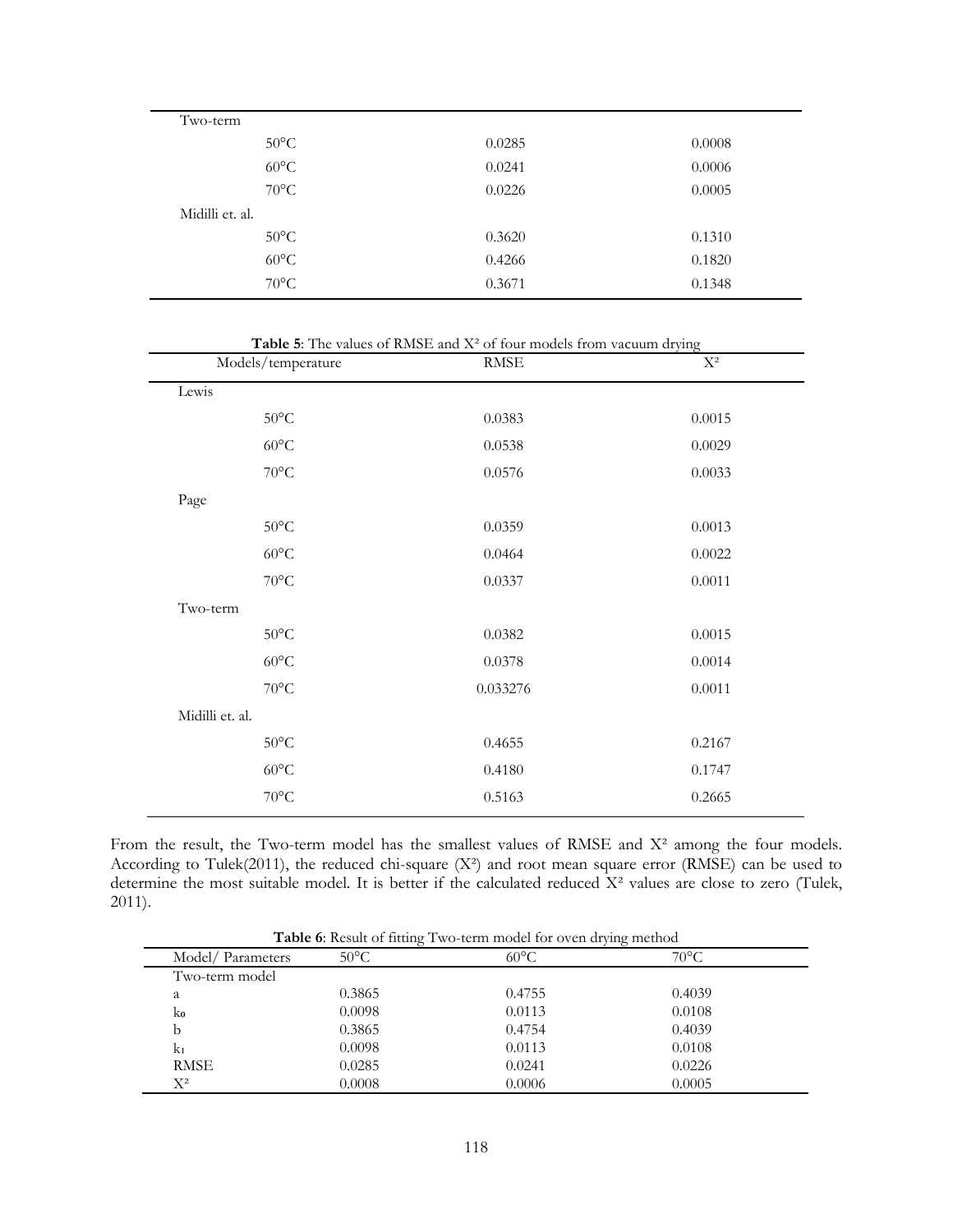| | | |
|---|---|---|
| Two-term | | |
| 50°C | 0.0285 | 0.0008 |
| 60°C | 0.0241 | 0.0006 |
| 70°C | 0.0226 | 0.0005 |
| Midilli et. al. | | |
| 50°C | 0.3620 | 0.1310 |
| 60°C | 0.4266 | 0.1820 |
| 70°C | 0.3671 | 0.1348 |

**Table 5**: The values of RMSE and $X^2$ of four models from vacuum drying

| Models/temperature | RMSE | $X^2$ |
|---|---|---|
| Lewis | | |
| 50°C | 0.0383 | 0.0015 |
| 60°C | 0.0538 | 0.0029 |
| 70°C | 0.0576 | 0.0033 |
| Page | | |
| 50°C | 0.0359 | 0.0013 |
| 60°C | 0.0464 | 0.0022 |
| 70°C | 0.0337 | 0.0011 |
| Two-term | | |
| 50°C | 0.0382 | 0.0015 |
| 60°C | 0.0378 | 0.0014 |
| 70°C | 0.033276 | 0.0011 |
| Midilli et. al. | | |
| 50°C | 0.4655 | 0.2167 |
| 60°C | 0.4180 | 0.1747 |
| 70°C | 0.5163 | 0.2665 |

From the result, the Two-term model has the smallest values of RMSE and $X^2$ among the four models. According to Tulek(2011), the reduced chi-square ($X^2$) and root mean square error (RMSE) can be used to determine the most suitable model. It is better if the calculated reduced $X^2$ values are close to zero (Tulek, 2011).

**Table 6**: Result of fitting Two-term model for oven drying method

| Model/ Parameters | 50°C | 60°C | 70°C |
|---|---|---|---|
| Two-term model | | | |
| a | 0.3865 | 0.4755 | 0.4039 |
| $k_0$ | 0.0098 | 0.0113 | 0.0108 |
| b | 0.3865 | 0.4754 | 0.4039 |
| $k_1$ | 0.0098 | 0.0113 | 0.0108 |
| RMSE | 0.0285 | 0.0241 | 0.0226 |
| $X^2$ | 0.0008 | 0.0006 | 0.0005 |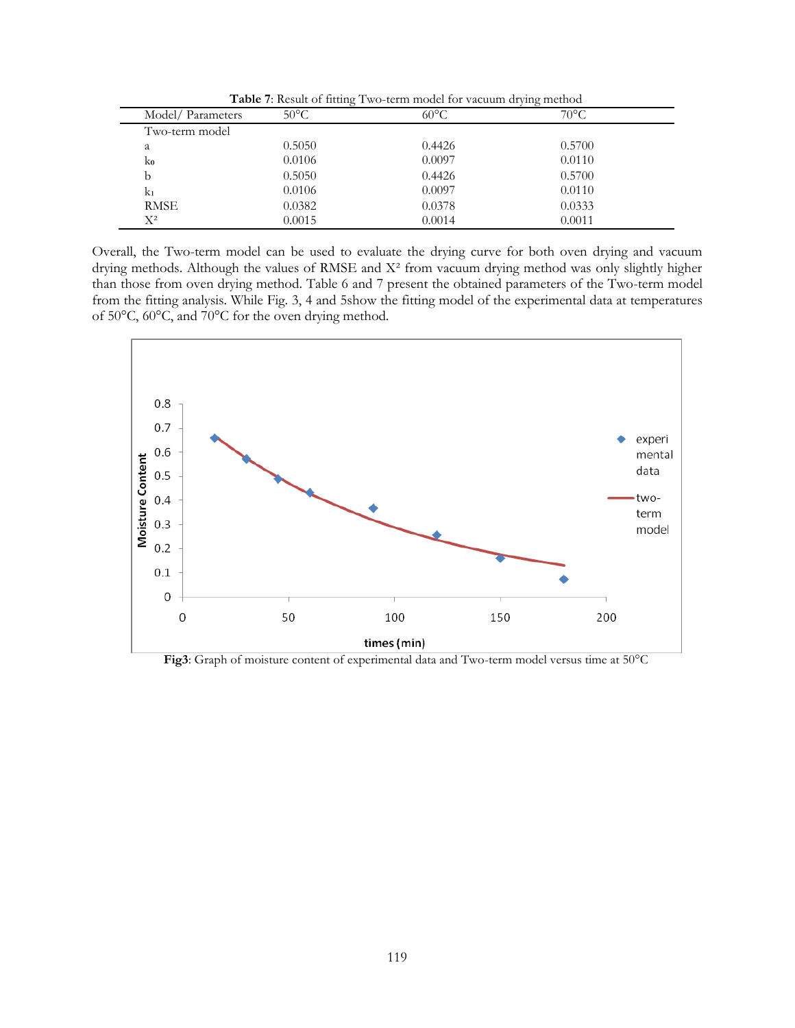**Table 7**: Result of fitting Two-term model for vacuum drying method

| Model/ Parameters | 50°C | 60°C | 70°C |
|---|---|---|---|
| Two-term model | | | |
| a | 0.5050 | 0.4426 | 0.5700 |
| $k_0$ | 0.0106 | 0.0097 | 0.0110 |
| b | 0.5050 | 0.4426 | 0.5700 |
| $k_1$ | 0.0106 | 0.0097 | 0.0110 |
| RMSE | 0.0382 | 0.0378 | 0.0333 |
| $X^2$ | 0.0015 | 0.0014 | 0.0011 |

Overall, the Two-term model can be used to evaluate the drying curve for both oven drying and vacuum drying methods. Although the values of RMSE and $X^2$ from vacuum drying method was only slightly higher than those from oven drying method. Table 6 and 7 present the obtained parameters of the Two-term model from the fitting analysis. While Fig. 3, 4 and 5show the fitting model of the experimental data at temperatures of 50°C, 60°C, and 70°C for the oven drying method.

Moisture Content
0.8
0.7
0.6
0.5
0.4
0.3
0.2
0.1
0
0
50
100
150
200
times (min)
experi mental data
two-term model

**Fig3**: Graph of moisture content of experimental data and Two-term model versus time at 50°C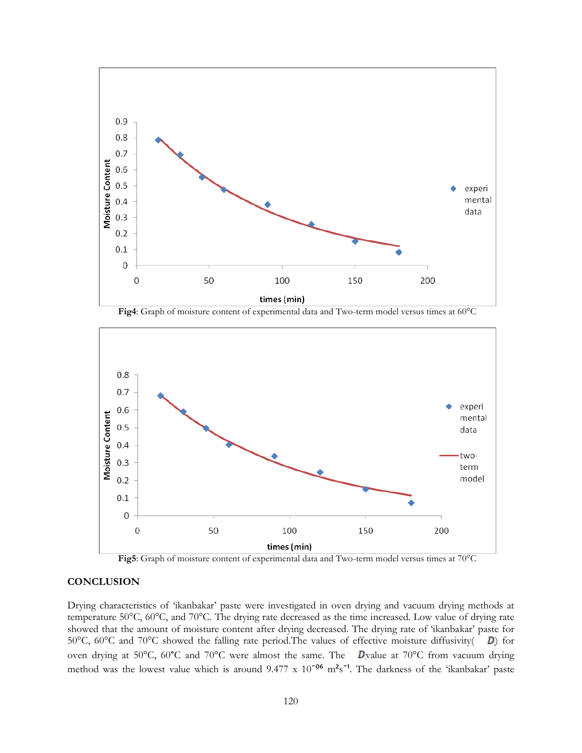0.9
0.8
0.7
0.6
0.5
0.4
0.3
0.2
0.1
0

Moisture Content

0 50 100 150 200

times (min)

experi mental data

**Fig4**: Graph of moisture content of experimental data and Two-term model versus times at 60°C

0.8
0.7
0.6
0.5
0.4
0.3
0.2
0.1
0

Moisture Content

0 50 100 150 200

times (min)

experi mental data

two-term model

**Fig5**: Graph of moisture content of experimental data and Two-term model versus times at 70°C

## CONCLUSION

Drying characteristics of 'ikanbakar' paste were investigated in oven drying and vacuum drying methods at temperature 50°C, 60°C, and 70°C. The drying rate decreased as the time increased. Low value of drying rate showed that the amount of moisture content after drying decreased. The drying rate of 'ikanbakar' paste for 50°C, 60°C and 70°C showed the falling rate period.The values of effective moisture diffusivity( $D$) for oven drying at 50°C, 60°C and 70°C were almost the same. The $D$value at 70°C from vacuum drying method was the lowest value which is around 9.477 x $10^{-06}$ $m^2s^{-1}$. The darkness of the 'ikanbakar' paste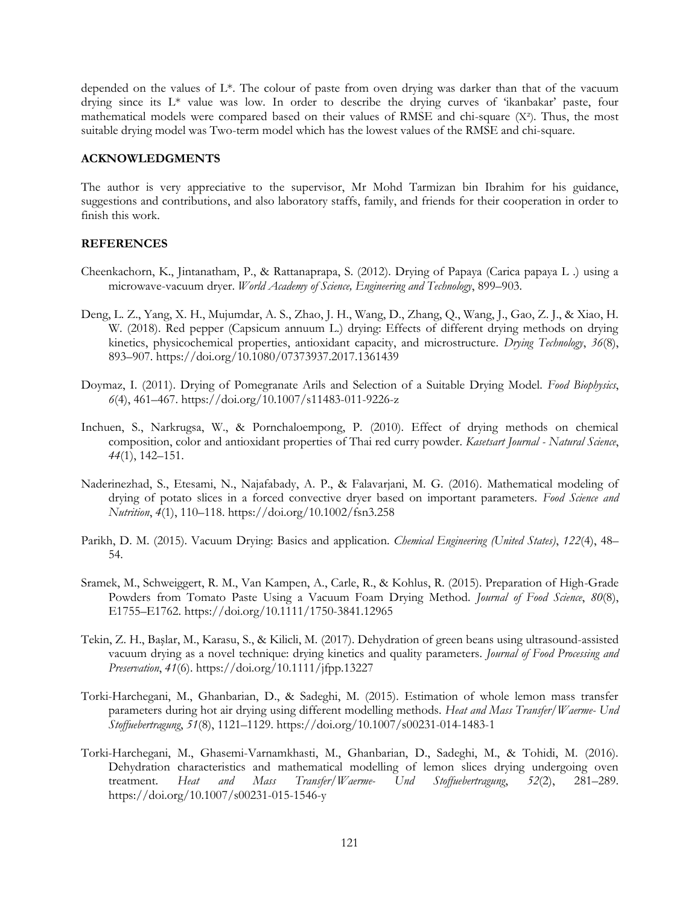depended on the values of L*. The colour of paste from oven drying was darker than that of the vacuum drying since its L* value was low. In order to describe the drying curves of 'ikanbakar' paste, four mathematical models were compared based on their values of RMSE and chi-square ($X^2$). Thus, the most suitable drying model was Two-term model which has the lowest values of the RMSE and chi-square.

## ACKNOWLEDGMENTS

The author is very appreciative to the supervisor, Mr Mohd Tarmizan bin Ibrahim for his guidance, suggestions and contributions, and also laboratory staffs, family, and friends for their cooperation in order to finish this work.

## REFERENCES

Cheenkachorn, K., Jintanatham, P., & Rattanaprapa, S. (2012). Drying of Papaya (Carica papaya L .) using a microwave-vacuum dryer. *World Academy of Science, Engineering and Technology*, 899–903.

Deng, L. Z., Yang, X. H., Mujumdar, A. S., Zhao, J. H., Wang, D., Zhang, Q., Wang, J., Gao, Z. J., & Xiao, H. W. (2018). Red pepper (Capsicum annuum L.) drying: Effects of different drying methods on drying kinetics, physicochemical properties, antioxidant capacity, and microstructure. *Drying Technology*, *36*(8), 893–907. https://doi.org/10.1080/07373937.2017.1361439

Doymaz, I. (2011). Drying of Pomegranate Arils and Selection of a Suitable Drying Model. *Food Biophysics*, *6*(4), 461–467. https://doi.org/10.1007/s11483-011-9226-z

Inchuen, S., Narkrugsa, W., & Pornchaloempong, P. (2010). Effect of drying methods on chemical composition, color and antioxidant properties of Thai red curry powder. *Kasetsart Journal - Natural Science*, *44*(1), 142–151.

Naderinezhad, S., Etesami, N., Najafabady, A. P., & Falavarjani, M. G. (2016). Mathematical modeling of drying of potato slices in a forced convective dryer based on important parameters. *Food Science and Nutrition*, *4*(1), 110–118. https://doi.org/10.1002/fsn3.258

Parikh, D. M. (2015). Vacuum Drying: Basics and application. *Chemical Engineering (United States)*, *122*(4), 48–54.

Sramek, M., Schweiggert, R. M., Van Kampen, A., Carle, R., & Kohlus, R. (2015). Preparation of High-Grade Powders from Tomato Paste Using a Vacuum Foam Drying Method. *Journal of Food Science*, *80*(8), E1755–E1762. https://doi.org/10.1111/1750-3841.12965

Tekin, Z. H., Başlar, M., Karasu, S., & Kilicli, M. (2017). Dehydration of green beans using ultrasound-assisted vacuum drying as a novel technique: drying kinetics and quality parameters. *Journal of Food Processing and Preservation*, *41*(6). https://doi.org/10.1111/jfpp.13227

Torki-Harchegani, M., Ghanbarian, D., & Sadeghi, M. (2015). Estimation of whole lemon mass transfer parameters during hot air drying using different modelling methods. *Heat and Mass Transfer/Waerme- Und Stoffuebertragung*, *51*(8), 1121–1129. https://doi.org/10.1007/s00231-014-1483-1

Torki-Harchegani, M., Ghasemi-Varnamkhasti, M., Ghanbarian, D., Sadeghi, M., & Tohidi, M. (2016). Dehydration characteristics and mathematical modelling of lemon slices drying undergoing oven treatment. *Heat and Mass Transfer/Waerme- Und Stoffuebertragung*, *52*(2), 281–289. https://doi.org/10.1007/s00231-015-1546-y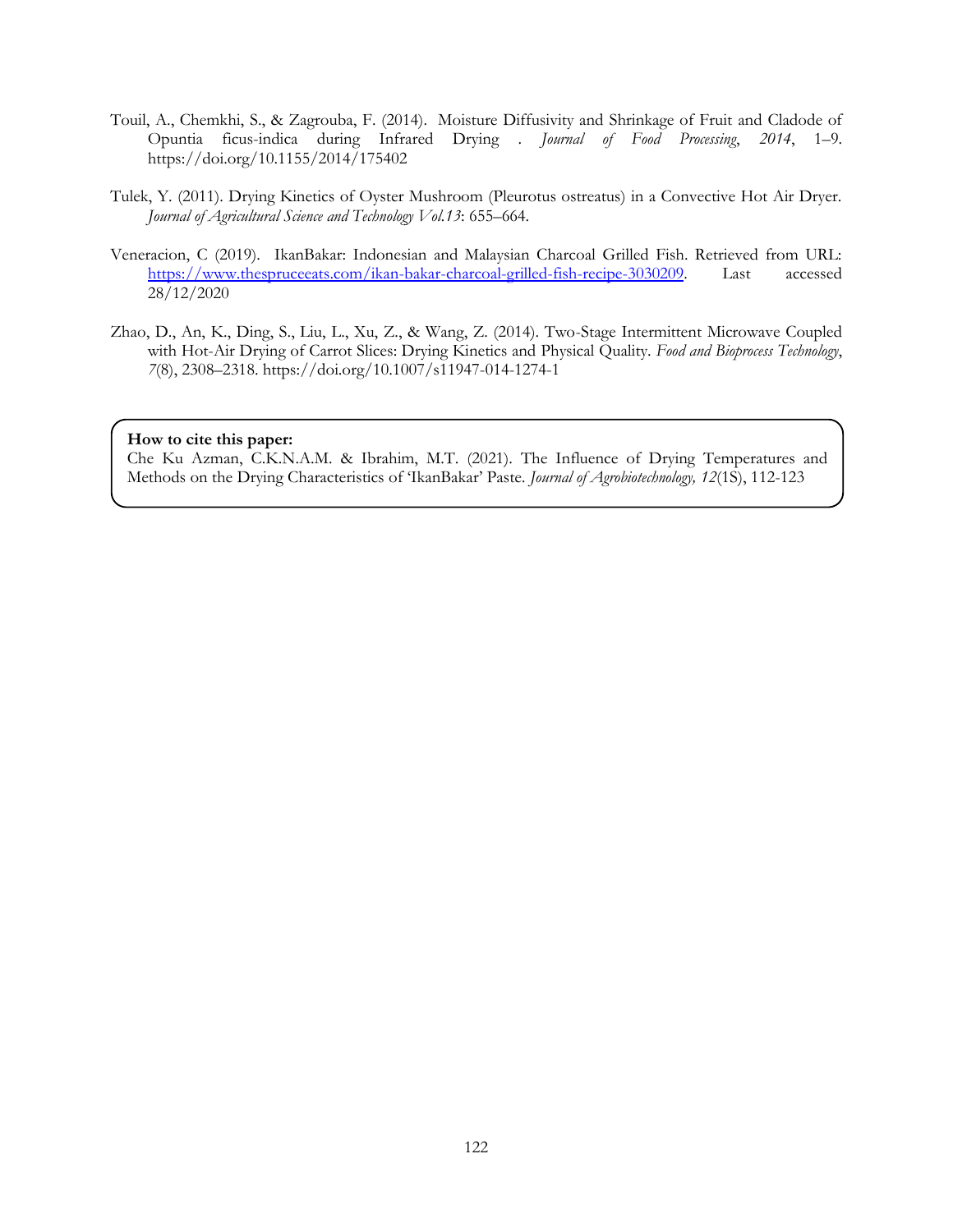Touil, A., Chemkhi, S., & Zagrouba, F. (2014). Moisture Diffusivity and Shrinkage of Fruit and Cladode of Opuntia ficus-indica during Infrared Drying . *Journal of Food Processing*, *2014*, 1–9. https://doi.org/10.1155/2014/175402

Tulek, Y. (2011). Drying Kinetics of Oyster Mushroom (Pleurotus ostreatus) in a Convective Hot Air Dryer. *Journal of Agricultural Science and Technology Vol.13*: 655–664.

Veneracion, C (2019). IkanBakar: Indonesian and Malaysian Charcoal Grilled Fish. Retrieved from URL: https://www.thespruceeats.com/ikan-bakar-charcoal-grilled-fish-recipe-3030209. Last accessed 28/12/2020

Zhao, D., An, K., Ding, S., Liu, L., Xu, Z., & Wang, Z. (2014). Two-Stage Intermittent Microwave Coupled with Hot-Air Drying of Carrot Slices: Drying Kinetics and Physical Quality. *Food and Bioprocess Technology*, *7*(8), 2308–2318. https://doi.org/10.1007/s11947-014-1274-1

**How to cite this paper:**
Che Ku Azman, C.K.N.A.M. & Ibrahim, M.T. (2021). The Influence of Drying Temperatures and Methods on the Drying Characteristics of 'IkanBakar' Paste. *Journal of Agrobiotechnology, 12*(1S), 112-123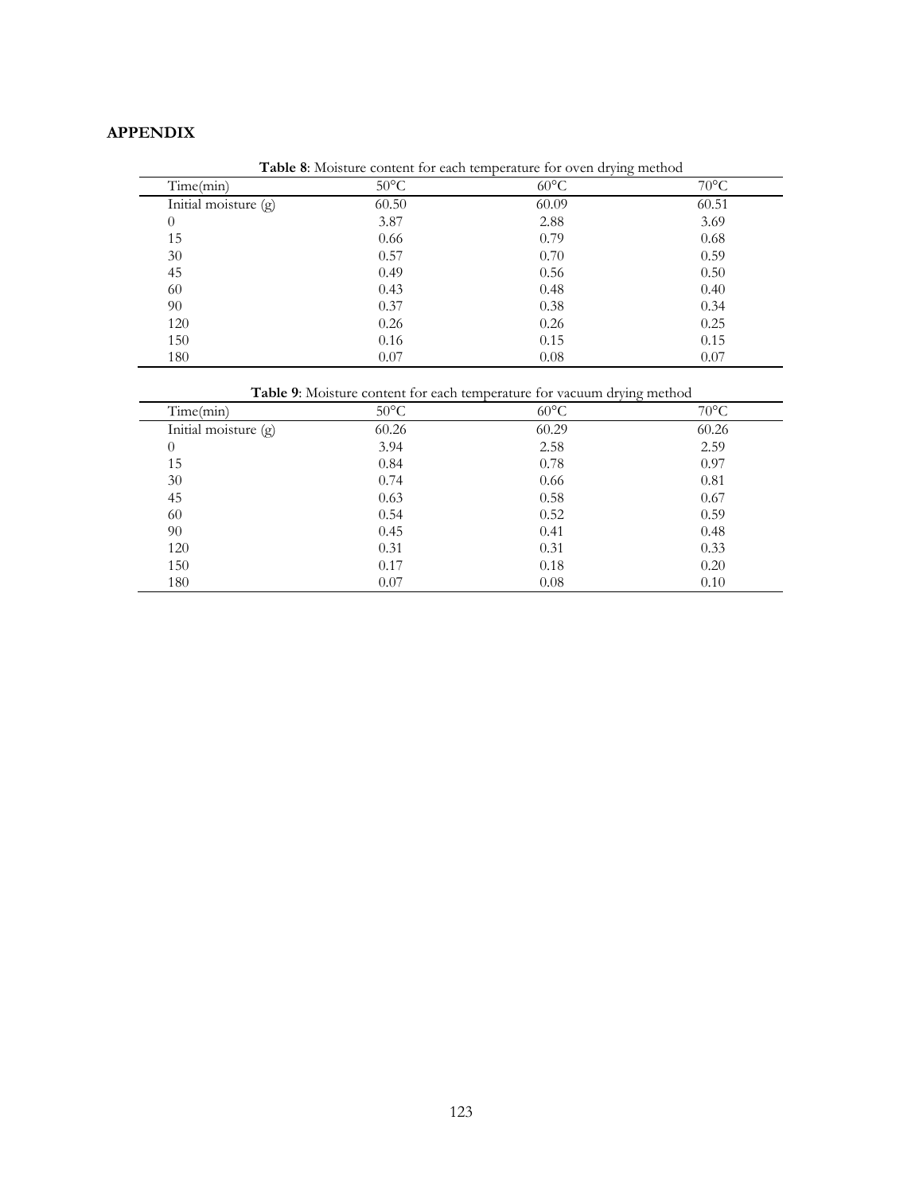# APPENDIX

**Table 8**: Moisture content for each temperature for oven drying method

| Time(min) | 50°C | 60°C | 70°C |
|---|---|---|---|
| Initial moisture (g) | 60.50 | 60.09 | 60.51 |
| 0 | 3.87 | 2.88 | 3.69 |
| 15 | 0.66 | 0.79 | 0.68 |
| 30 | 0.57 | 0.70 | 0.59 |
| 45 | 0.49 | 0.56 | 0.50 |
| 60 | 0.43 | 0.48 | 0.40 |
| 90 | 0.37 | 0.38 | 0.34 |
| 120 | 0.26 | 0.26 | 0.25 |
| 150 | 0.16 | 0.15 | 0.15 |
| 180 | 0.07 | 0.08 | 0.07 |

**Table 9**: Moisture content for each temperature for vacuum drying method

| Time(min) | 50°C | 60°C | 70°C |
|---|---|---|---|
| Initial moisture (g) | 60.26 | 60.29 | 60.26 |
| 0 | 3.94 | 2.58 | 2.59 |
| 15 | 0.84 | 0.78 | 0.97 |
| 30 | 0.74 | 0.66 | 0.81 |
| 45 | 0.63 | 0.58 | 0.67 |
| 60 | 0.54 | 0.52 | 0.59 |
| 90 | 0.45 | 0.41 | 0.48 |
| 120 | 0.31 | 0.31 | 0.33 |
| 150 | 0.17 | 0.18 | 0.20 |
| 180 | 0.07 | 0.08 | 0.10 |